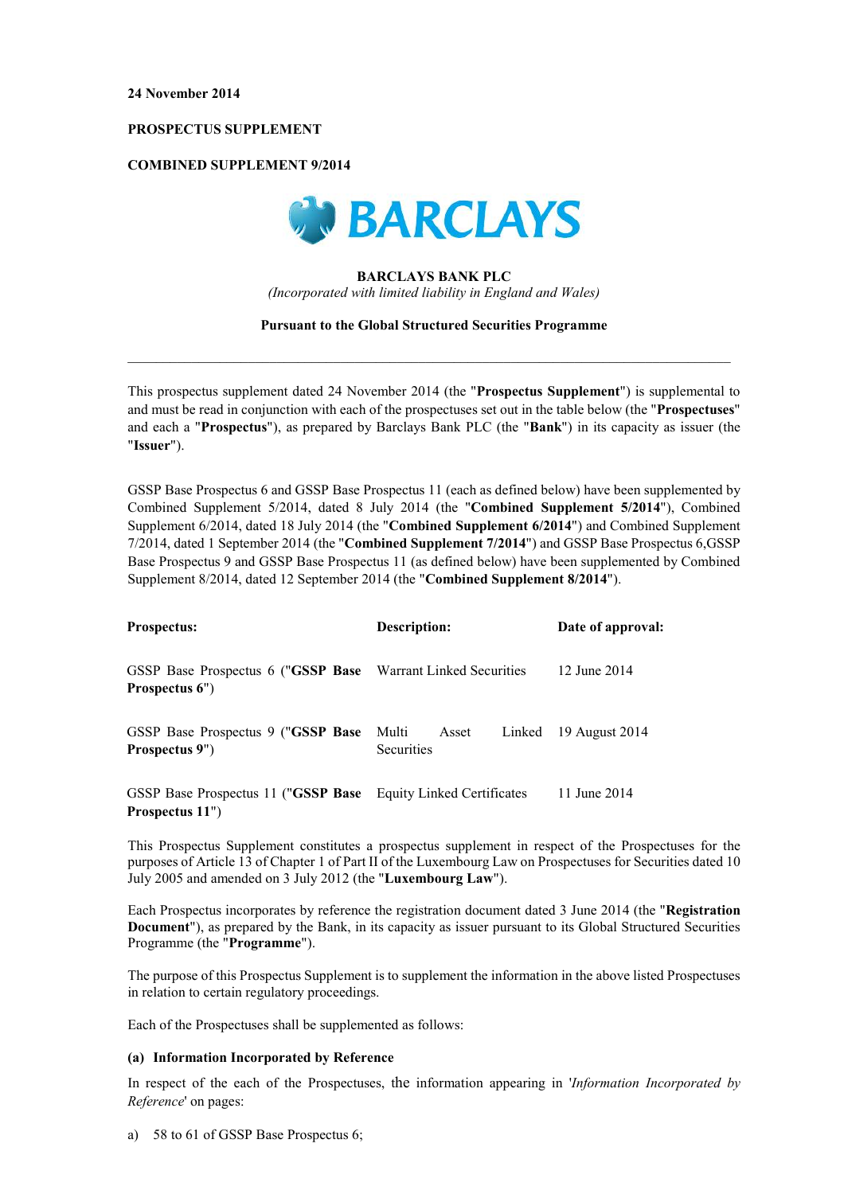**24 November 2014**

**PROSPECTUS SUPPLEMENT**

**COMBINED SUPPLEMENT 9/2014**

**BARCLAYS BANK PLC**

*(Incorporated with limited liability in England and Wales)*

**Pursuant to the Global Structured Securities Programme**

---

This prospectus supplement dated 24 November 2014 (the "**Prospectus Supplement**") is supplemental to and must be read in conjunction with each of the prospectuses set out in the table below (the "**Prospectuses**" and each a "**Prospectus**"), as prepared by Barclays Bank PLC (the "**Bank**") in its capacity as issuer (the "**Issuer**").

GSSP Base Prospectus 6 and GSSP Base Prospectus 11 (each as defined below) have been supplemented by Combined Supplement 5/2014, dated 8 July 2014 (the "**Combined Supplement 5/2014**"), Combined Supplement 6/2014, dated 18 July 2014 (the "**Combined Supplement 6/2014**") and Combined Supplement 7/2014, dated 1 September 2014 (the "**Combined Supplement 7/2014**") and GSSP Base Prospectus 6,GSSP Base Prospectus 9 and GSSP Base Prospectus 11 (as defined below) have been supplemented by Combined Supplement 8/2014, dated 12 September 2014 (the "**Combined Supplement 8/2014**").

| **Prospectus:** | **Description:** | **Date of approval:** |
|---|---|---|
| GSSP Base Prospectus 6 ("**GSSP Base Prospectus 6**") | Warrant Linked Securities | 12 June 2014 |
| GSSP Base Prospectus 9 ("**GSSP Base Prospectus 9**") | Multi Asset Linked Securities | 19 August 2014 |
| GSSP Base Prospectus 11 ("**GSSP Base Prospectus 11**") | Equity Linked Certificates | 11 June 2014 |

This Prospectus Supplement constitutes a prospectus supplement in respect of the Prospectuses for the purposes of Article 13 of Chapter 1 of Part II of the Luxembourg Law on Prospectuses for Securities dated 10 July 2005 and amended on 3 July 2012 (the "**Luxembourg Law**").

Each Prospectus incorporates by reference the registration document dated 3 June 2014 (the "**Registration Document**"), as prepared by the Bank, in its capacity as issuer pursuant to its Global Structured Securities Programme (the "**Programme**").

The purpose of this Prospectus Supplement is to supplement the information in the above listed Prospectuses in relation to certain regulatory proceedings.

Each of the Prospectuses shall be supplemented as follows:

**(a) Information Incorporated by Reference**

In respect of the each of the Prospectuses, the information appearing in '*Information Incorporated by Reference*' on pages:

a) 58 to 61 of GSSP Base Prospectus 6;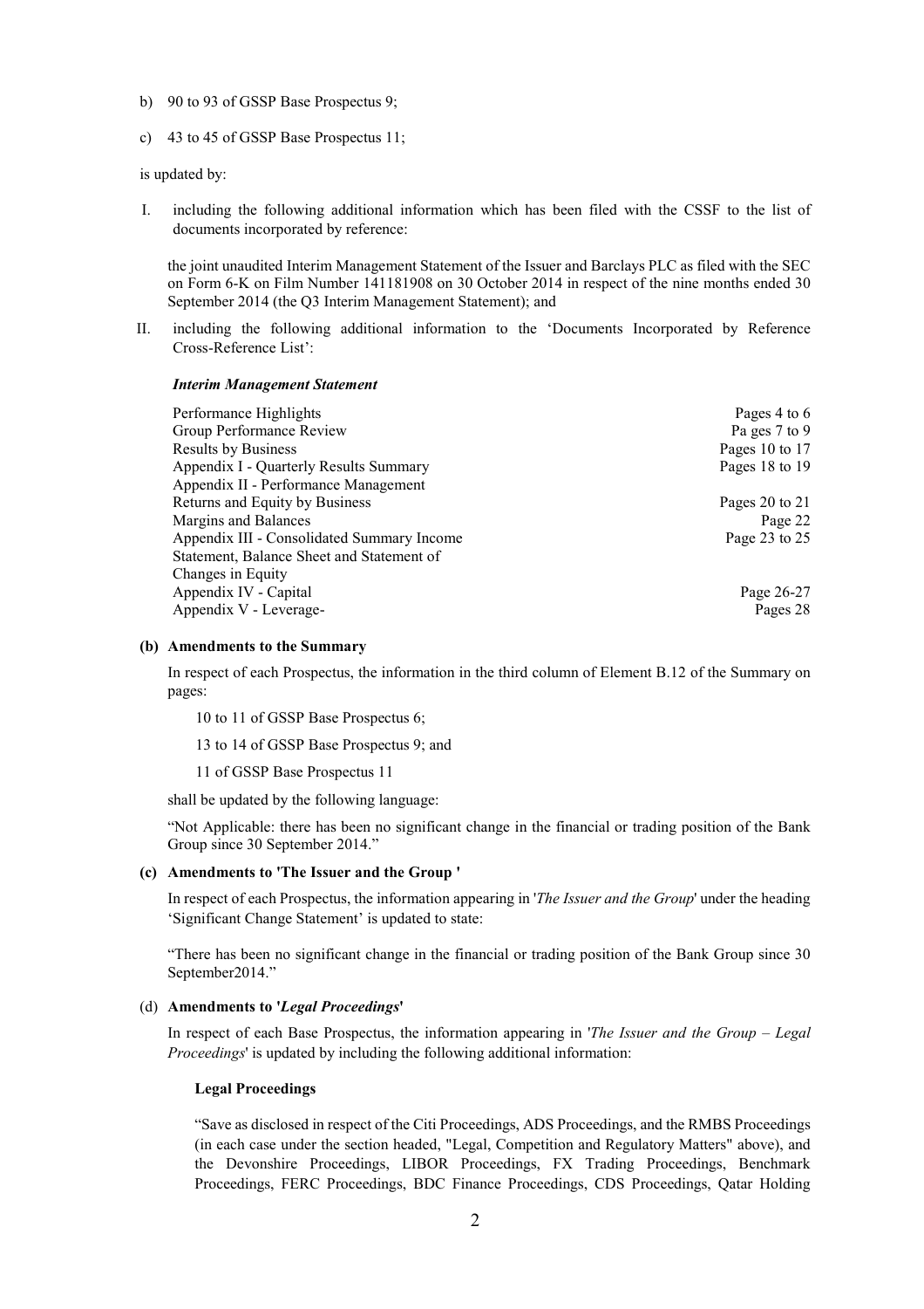b) 90 to 93 of GSSP Base Prospectus 9;

c) 43 to 45 of GSSP Base Prospectus 11;

is updated by:

I. including the following additional information which has been filed with the CSSF to the list of documents incorporated by reference:

the joint unaudited Interim Management Statement of the Issuer and Barclays PLC as filed with the SEC on Form 6-K on Film Number 141181908 on 30 October 2014 in respect of the nine months ended 30 September 2014 (the Q3 Interim Management Statement); and

II. including the following additional information to the 'Documents Incorporated by Reference Cross-Reference List':

***Interim Management Statement***

| | |
|---|---|
| Performance Highlights | Pages 4 to 6 |
| Group Performance Review | Pa ges 7 to 9 |
| Results by Business | Pages 10 to 17 |
| Appendix I - Quarterly Results Summary | Pages 18 to 19 |
| Appendix II - Performance Management | |
| Returns and Equity by Business | Pages 20 to 21 |
| Margins and Balances | Page 22 |
| Appendix III - Consolidated Summary Income Statement, Balance Sheet and Statement of Changes in Equity | Page 23 to 25 |
| Appendix IV - Capital | Page 26-27 |
| Appendix V - Leverage- | Pages 28 |

**(b) Amendments to the Summary**

In respect of each Prospectus, the information in the third column of Element B.12 of the Summary on pages:

10 to 11 of GSSP Base Prospectus 6;

13 to 14 of GSSP Base Prospectus 9; and

11 of GSSP Base Prospectus 11

shall be updated by the following language:

"Not Applicable: there has been no significant change in the financial or trading position of the Bank Group since 30 September 2014."

**(c) Amendments to 'The Issuer and the Group '**

In respect of each Prospectus, the information appearing in '*The Issuer and the Group*' under the heading 'Significant Change Statement' is updated to state:

"There has been no significant change in the financial or trading position of the Bank Group since 30 September2014."

(d) **Amendments to '*Legal Proceedings*'**

In respect of each Base Prospectus, the information appearing in '*The Issuer and the Group – Legal Proceedings*' is updated by including the following additional information:

**Legal Proceedings**

"Save as disclosed in respect of the Citi Proceedings, ADS Proceedings, and the RMBS Proceedings (in each case under the section headed, "Legal, Competition and Regulatory Matters" above), and the Devonshire Proceedings, LIBOR Proceedings, FX Trading Proceedings, Benchmark Proceedings, FERC Proceedings, BDC Finance Proceedings, CDS Proceedings, Qatar Holding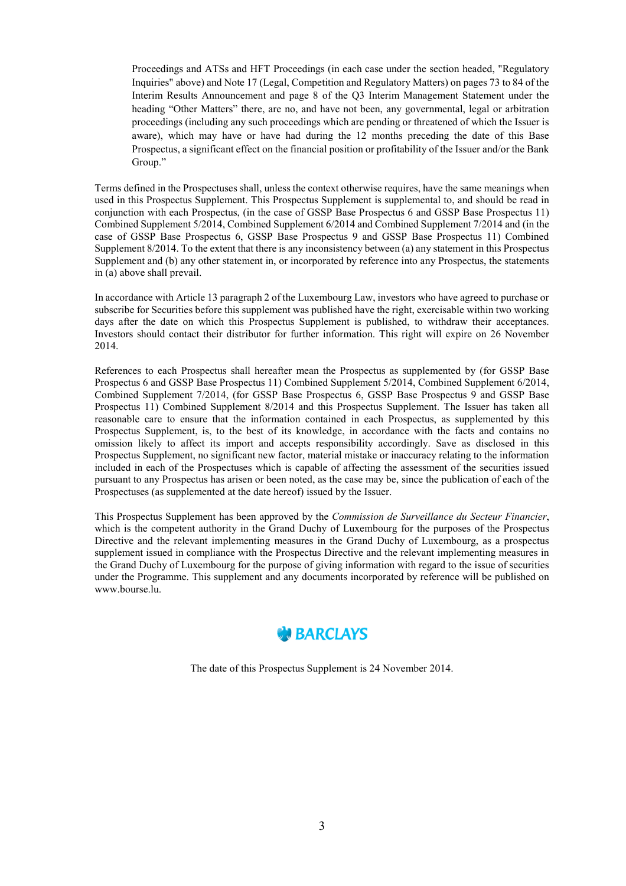Proceedings and ATSs and HFT Proceedings (in each case under the section headed, "Regulatory Inquiries" above) and Note 17 (Legal, Competition and Regulatory Matters) on pages 73 to 84 of the Interim Results Announcement and page 8 of the Q3 Interim Management Statement under the heading "Other Matters" there, are no, and have not been, any governmental, legal or arbitration proceedings (including any such proceedings which are pending or threatened of which the Issuer is aware), which may have or have had during the 12 months preceding the date of this Base Prospectus, a significant effect on the financial position or profitability of the Issuer and/or the Bank Group."

Terms defined in the Prospectuses shall, unless the context otherwise requires, have the same meanings when used in this Prospectus Supplement. This Prospectus Supplement is supplemental to, and should be read in conjunction with each Prospectus, (in the case of GSSP Base Prospectus 6 and GSSP Base Prospectus 11) Combined Supplement 5/2014, Combined Supplement 6/2014 and Combined Supplement 7/2014 and (in the case of GSSP Base Prospectus 6, GSSP Base Prospectus 9 and GSSP Base Prospectus 11) Combined Supplement 8/2014. To the extent that there is any inconsistency between (a) any statement in this Prospectus Supplement and (b) any other statement in, or incorporated by reference into any Prospectus, the statements in (a) above shall prevail.

In accordance with Article 13 paragraph 2 of the Luxembourg Law, investors who have agreed to purchase or subscribe for Securities before this supplement was published have the right, exercisable within two working days after the date on which this Prospectus Supplement is published, to withdraw their acceptances. Investors should contact their distributor for further information. This right will expire on 26 November 2014.

References to each Prospectus shall hereafter mean the Prospectus as supplemented by (for GSSP Base Prospectus 6 and GSSP Base Prospectus 11) Combined Supplement 5/2014, Combined Supplement 6/2014, Combined Supplement 7/2014, (for GSSP Base Prospectus 6, GSSP Base Prospectus 9 and GSSP Base Prospectus 11) Combined Supplement 8/2014 and this Prospectus Supplement. The Issuer has taken all reasonable care to ensure that the information contained in each Prospectus, as supplemented by this Prospectus Supplement, is, to the best of its knowledge, in accordance with the facts and contains no omission likely to affect its import and accepts responsibility accordingly. Save as disclosed in this Prospectus Supplement, no significant new factor, material mistake or inaccuracy relating to the information included in each of the Prospectuses which is capable of affecting the assessment of the securities issued pursuant to any Prospectus has arisen or been noted, as the case may be, since the publication of each of the Prospectuses (as supplemented at the date hereof) issued by the Issuer.

This Prospectus Supplement has been approved by the *Commission de Surveillance du Secteur Financier*, which is the competent authority in the Grand Duchy of Luxembourg for the purposes of the Prospectus Directive and the relevant implementing measures in the Grand Duchy of Luxembourg, as a prospectus supplement issued in compliance with the Prospectus Directive and the relevant implementing measures in the Grand Duchy of Luxembourg for the purpose of giving information with regard to the issue of securities under the Programme. This supplement and any documents incorporated by reference will be published on www.bourse.lu.

BARCLAYS

The date of this Prospectus Supplement is 24 November 2014.